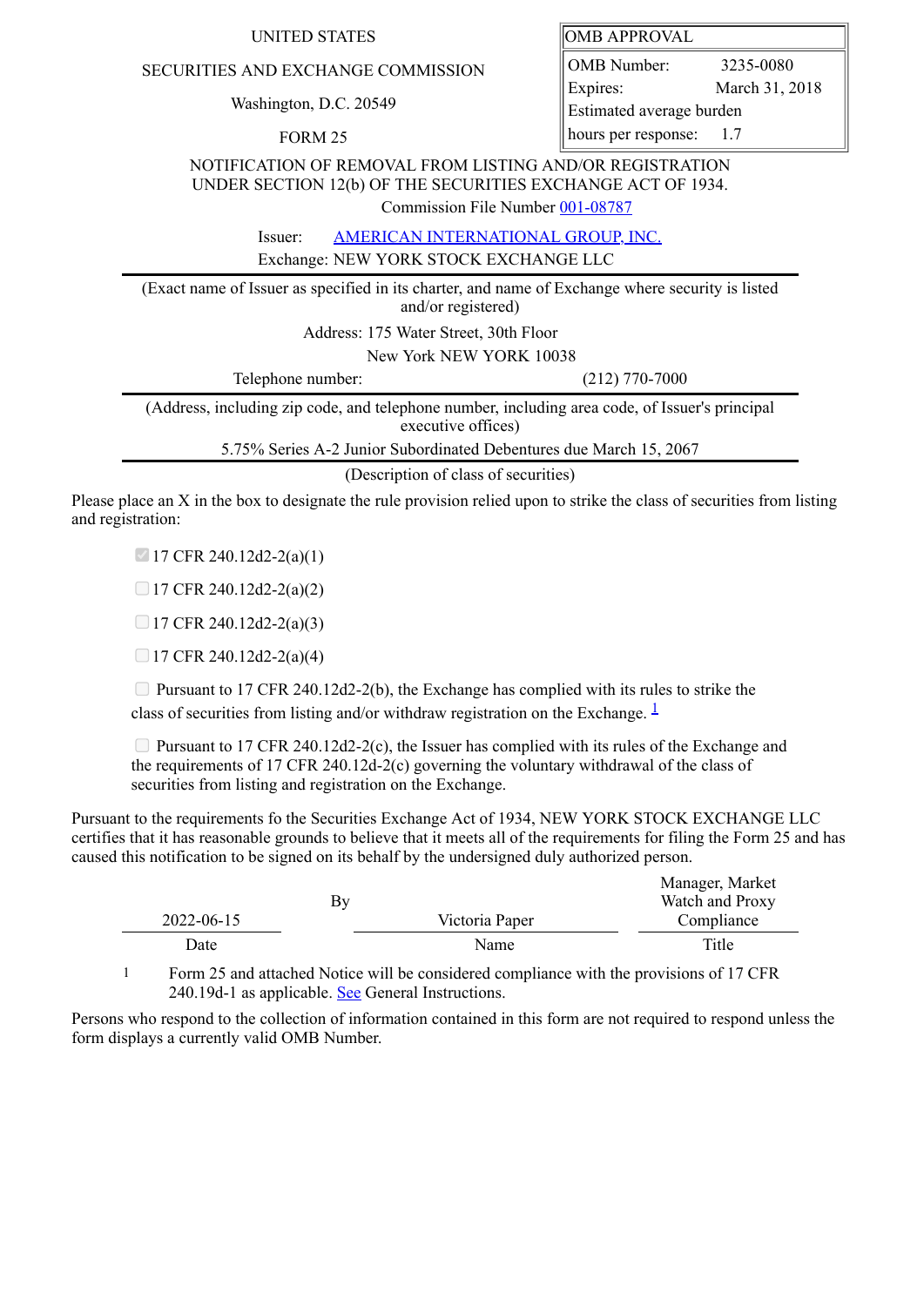UNITED STATES

SECURITIES AND EXCHANGE COMMISSION

Washington, D.C. 20549

FORM 25

| OMB APPROVAL | |
|---|---|
| OMB Number: | 3235-0080 |
| Expires: | March 31, 2018 |
| Estimated average burden hours per response: | 1.7 |

NOTIFICATION OF REMOVAL FROM LISTING AND/OR REGISTRATION UNDER SECTION 12(b) OF THE SECURITIES EXCHANGE ACT OF 1934.

Commission File Number 001-08787

Issuer: AMERICAN INTERNATIONAL GROUP, INC.

Exchange: NEW YORK STOCK EXCHANGE LLC

(Exact name of Issuer as specified in its charter, and name of Exchange where security is listed and/or registered)

Address: 175 Water Street, 30th Floor

New York NEW YORK 10038

Telephone number: (212) 770-7000

(Address, including zip code, and telephone number, including area code, of Issuer's principal executive offices)

5.75% Series A-2 Junior Subordinated Debentures due March 15, 2067

(Description of class of securities)

Please place an X in the box to designate the rule provision relied upon to strike the class of securities from listing and registration:

- [x] 17 CFR 240.12d2-2(a)(1)
- [ ] 17 CFR 240.12d2-2(a)(2)
- [ ] 17 CFR 240.12d2-2(a)(3)
- [ ] 17 CFR 240.12d2-2(a)(4)
- [ ] Pursuant to 17 CFR 240.12d2-2(b), the Exchange has complied with its rules to strike the class of securities from listing and/or withdraw registration on the Exchange. [1]
- [ ] Pursuant to 17 CFR 240.12d2-2(c), the Issuer has complied with its rules of the Exchange and the requirements of 17 CFR 240.12d-2(c) governing the voluntary withdrawal of the class of securities from listing and registration on the Exchange.

Pursuant to the requirements fo the Securities Exchange Act of 1934, NEW YORK STOCK EXCHANGE LLC certifies that it has reasonable grounds to believe that it meets all of the requirements for filing the Form 25 and has caused this notification to be signed on its behalf by the undersigned duly authorized person.

| Date | | Name | Title |
|---|---|---|---|
| 2022-06-15 | By | Victoria Paper | Manager, Market Watch and Proxy Compliance |

1 Form 25 and attached Notice will be considered compliance with the provisions of 17 CFR 240.19d-1 as applicable. See General Instructions.

Persons who respond to the collection of information contained in this form are not required to respond unless the form displays a currently valid OMB Number.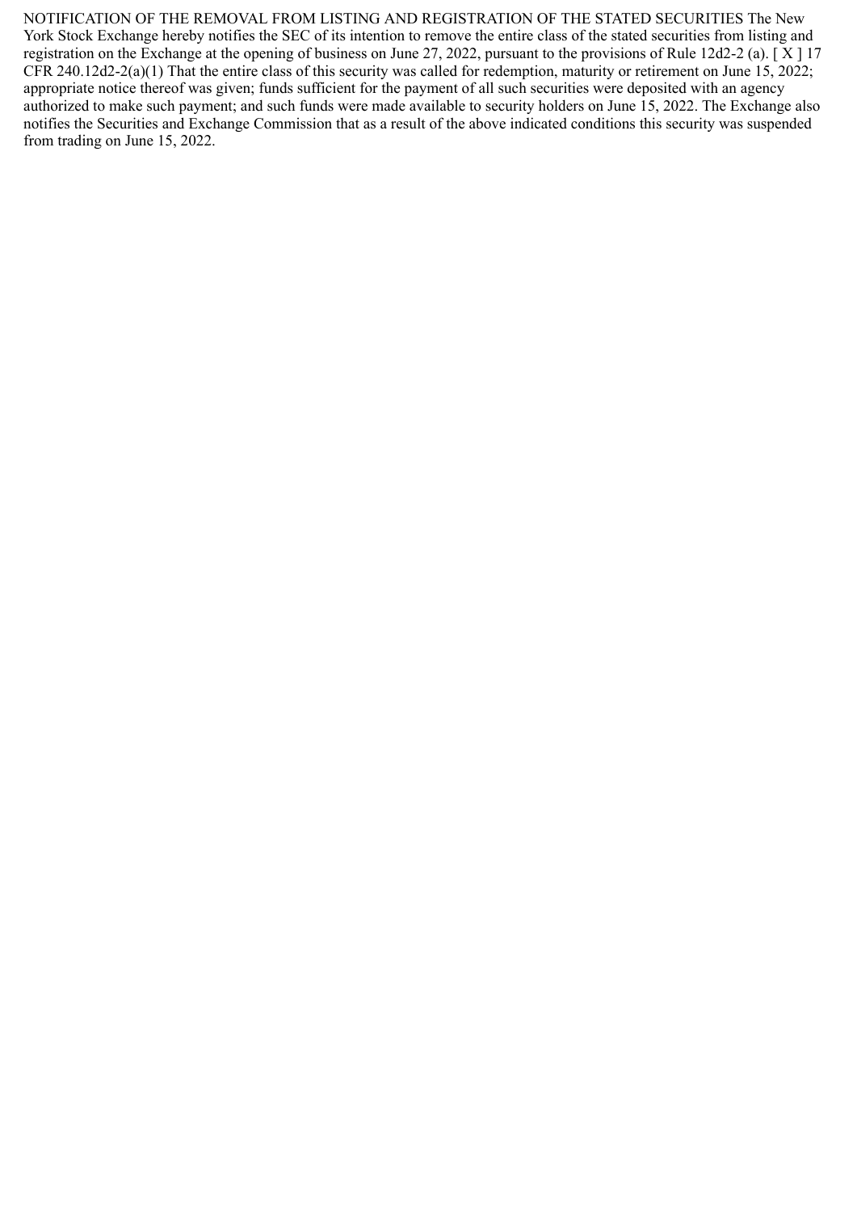NOTIFICATION OF THE REMOVAL FROM LISTING AND REGISTRATION OF THE STATED SECURITIES The New York Stock Exchange hereby notifies the SEC of its intention to remove the entire class of the stated securities from listing and registration on the Exchange at the opening of business on June 27, 2022, pursuant to the provisions of Rule 12d2-2 (a). [ X ] 17 CFR 240.12d2-2(a)(1) That the entire class of this security was called for redemption, maturity or retirement on June 15, 2022; appropriate notice thereof was given; funds sufficient for the payment of all such securities were deposited with an agency authorized to make such payment; and such funds were made available to security holders on June 15, 2022. The Exchange also notifies the Securities and Exchange Commission that as a result of the above indicated conditions this security was suspended from trading on June 15, 2022.